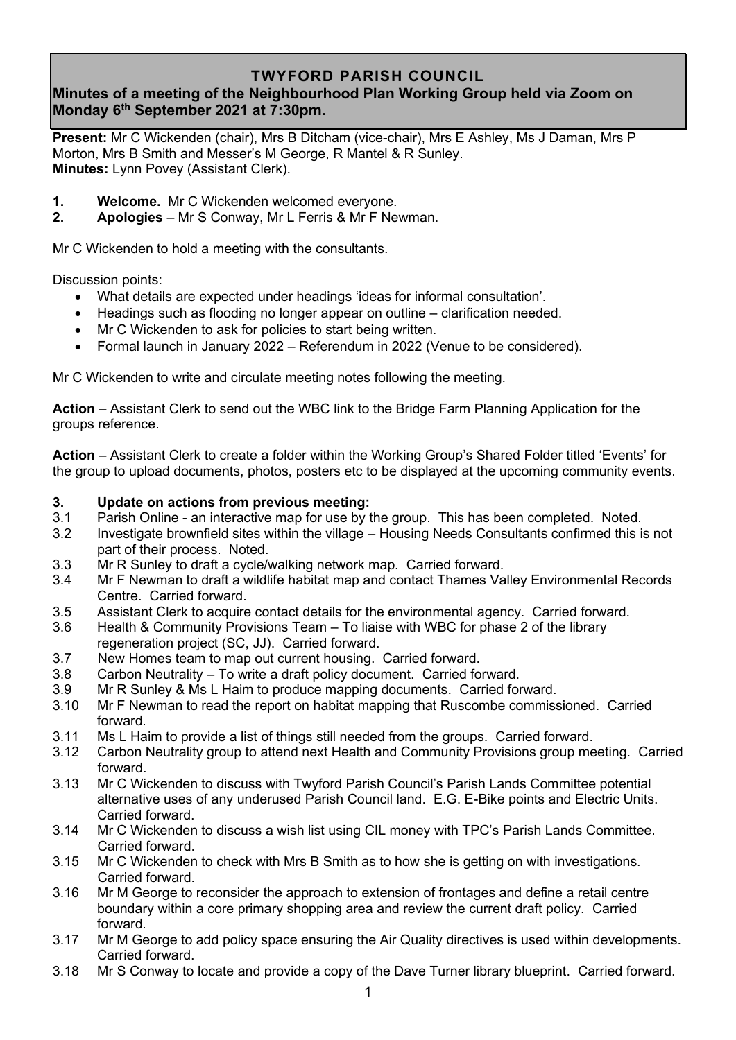# TWYFORD PARISH COUNCIL

## Minutes of a meeting of the Neighbourhood Plan Working Group held via Zoom on Monday 6th September 2021 at 7:30pm.

**Present:** Mr C Wickenden (chair), Mrs B Ditcham (vice-chair), Mrs E Ashley, Ms J Daman, Mrs P Morton, Mrs B Smith and Messer's M George, R Mantel & R Sunley.
**Minutes:** Lynn Povey (Assistant Clerk).

1. **Welcome.** Mr C Wickenden welcomed everyone.
2. **Apologies** – Mr S Conway, Mr L Ferris & Mr F Newman.

Mr C Wickenden to hold a meeting with the consultants.

Discussion points:

- What details are expected under headings 'ideas for informal consultation'.
- Headings such as flooding no longer appear on outline – clarification needed.
- Mr C Wickenden to ask for policies to start being written.
- Formal launch in January 2022 – Referendum in 2022 (Venue to be considered).

Mr C Wickenden to write and circulate meeting notes following the meeting.

**Action** – Assistant Clerk to send out the WBC link to the Bridge Farm Planning Application for the groups reference.

**Action** – Assistant Clerk to create a folder within the Working Group's Shared Folder titled 'Events' for the group to upload documents, photos, posters etc to be displayed at the upcoming community events.

3. **Update on actions from previous meeting:**

3.1 Parish Online - an interactive map for use by the group. This has been completed. Noted.
3.2 Investigate brownfield sites within the village – Housing Needs Consultants confirmed this is not part of their process. Noted.
3.3 Mr R Sunley to draft a cycle/walking network map. Carried forward.
3.4 Mr F Newman to draft a wildlife habitat map and contact Thames Valley Environmental Records Centre. Carried forward.
3.5 Assistant Clerk to acquire contact details for the environmental agency. Carried forward.
3.6 Health & Community Provisions Team – To liaise with WBC for phase 2 of the library regeneration project (SC, JJ). Carried forward.
3.7 New Homes team to map out current housing. Carried forward.
3.8 Carbon Neutrality – To write a draft policy document. Carried forward.
3.9 Mr R Sunley & Ms L Haim to produce mapping documents. Carried forward.
3.10 Mr F Newman to read the report on habitat mapping that Ruscombe commissioned. Carried forward.
3.11 Ms L Haim to provide a list of things still needed from the groups. Carried forward.
3.12 Carbon Neutrality group to attend next Health and Community Provisions group meeting. Carried forward.
3.13 Mr C Wickenden to discuss with Twyford Parish Council's Parish Lands Committee potential alternative uses of any underused Parish Council land. E.G. E-Bike points and Electric Units. Carried forward.
3.14 Mr C Wickenden to discuss a wish list using CIL money with TPC's Parish Lands Committee. Carried forward.
3.15 Mr C Wickenden to check with Mrs B Smith as to how she is getting on with investigations. Carried forward.
3.16 Mr M George to reconsider the approach to extension of frontages and define a retail centre boundary within a core primary shopping area and review the current draft policy. Carried forward.
3.17 Mr M George to add policy space ensuring the Air Quality directives is used within developments. Carried forward.
3.18 Mr S Conway to locate and provide a copy of the Dave Turner library blueprint. Carried forward.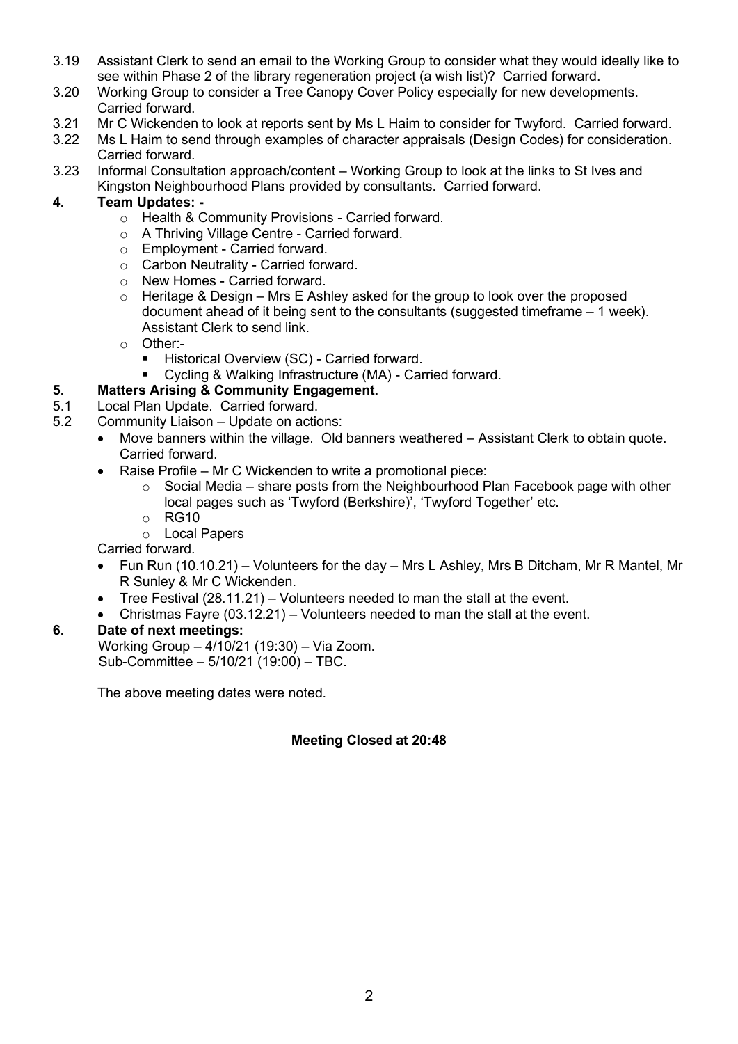3.19 Assistant Clerk to send an email to the Working Group to consider what they would ideally like to see within Phase 2 of the library regeneration project (a wish list)? Carried forward.

3.20 Working Group to consider a Tree Canopy Cover Policy especially for new developments. Carried forward.

3.21 Mr C Wickenden to look at reports sent by Ms L Haim to consider for Twyford. Carried forward.

3.22 Ms L Haim to send through examples of character appraisals (Design Codes) for consideration. Carried forward.

3.23 Informal Consultation approach/content – Working Group to look at the links to St Ives and Kingston Neighbourhood Plans provided by consultants. Carried forward.

**4. Team Updates: -**

- Health & Community Provisions - Carried forward.
- A Thriving Village Centre - Carried forward.
- Employment - Carried forward.
- Carbon Neutrality - Carried forward.
- New Homes - Carried forward.
- Heritage & Design – Mrs E Ashley asked for the group to look over the proposed document ahead of it being sent to the consultants (suggested timeframe – 1 week). Assistant Clerk to send link.
- Other:-
  - Historical Overview (SC) - Carried forward.
  - Cycling & Walking Infrastructure (MA) - Carried forward.

**5. Matters Arising & Community Engagement.**

5.1 Local Plan Update. Carried forward.

5.2 Community Liaison – Update on actions:

- Move banners within the village. Old banners weathered – Assistant Clerk to obtain quote. Carried forward.
- Raise Profile – Mr C Wickenden to write a promotional piece:
  - Social Media – share posts from the Neighbourhood Plan Facebook page with other local pages such as 'Twyford (Berkshire)', 'Twyford Together' etc.
  - RG10
  - Local Papers

Carried forward.

- Fun Run (10.10.21) – Volunteers for the day – Mrs L Ashley, Mrs B Ditcham, Mr R Mantel, Mr R Sunley & Mr C Wickenden.
- Tree Festival (28.11.21) – Volunteers needed to man the stall at the event.
- Christmas Fayre (03.12.21) – Volunteers needed to man the stall at the event.

**6. Date of next meetings:**

Working Group – 4/10/21 (19:30) – Via Zoom.
Sub-Committee – 5/10/21 (19:00) – TBC.

The above meeting dates were noted.

**Meeting Closed at 20:48**